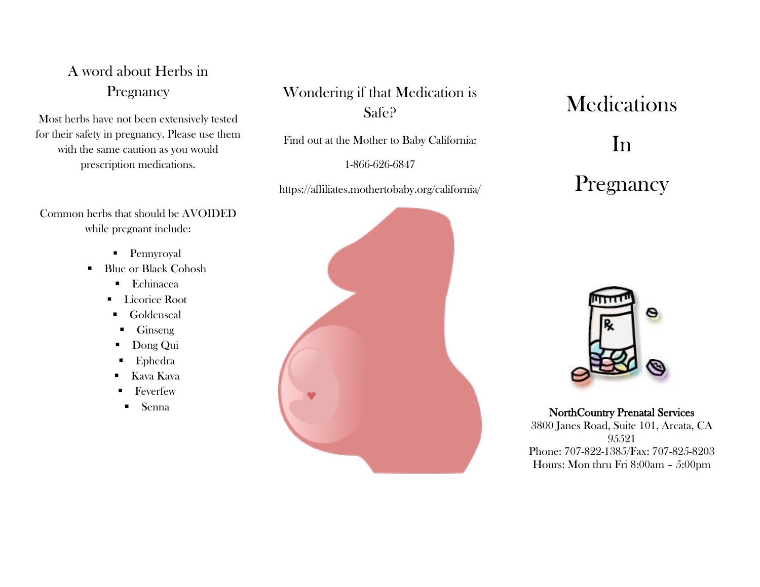## A word about Herbs in Pregnancy

Most herbs have not been extensively tested for their safety in pregnancy. Please use them with the same caution as you would prescription medications.

Common herbs that should be AVOIDED while pregnant include:

- Pennyroyal
- Blue or Black Cohosh
- Echinacea
- Licorice Root
- Goldenseal
- Ginseng
- Dong Qui
- Ephedra
- Kava Kava
- Feverfew
- Senna

## Wondering if that Medication is Safe?

Find out at the Mother to Baby California:

1-866-626-6847

https://affiliates.mothertobaby.org/california/

# Medications In Pregnancy

**NorthCountry Prenatal Services**
3800 Janes Road, Suite 101, Arcata, CA 95521
Phone: 707-822-1385/Fax: 707-825-8203
Hours: Mon thru Fri 8:00am – 5:00pm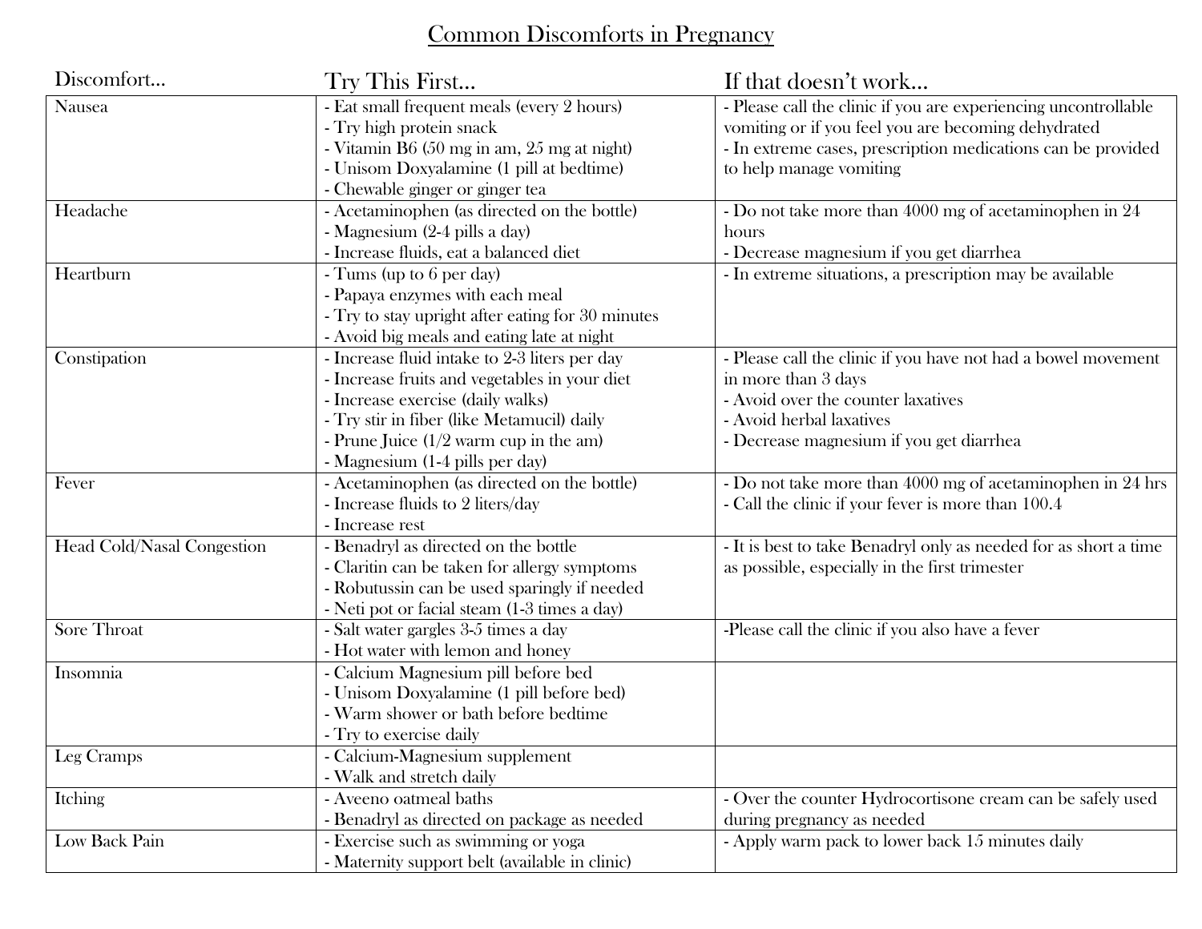# Common Discomforts in Pregnancy

| Discomfort… | Try This First… | If that doesn't work… |
|---|---|---|
| Nausea | - Eat small frequent meals (every 2 hours)<br>- Try high protein snack<br>- Vitamin B6 (50 mg in am, 25 mg at night)<br>- Unisom Doxyalamine (1 pill at bedtime)<br>- Chewable ginger or ginger tea | - Please call the clinic if you are experiencing uncontrollable vomiting or if you feel you are becoming dehydrated<br>- In extreme cases, prescription medications can be provided to help manage vomiting |
| Headache | - Acetaminophen (as directed on the bottle)<br>- Magnesium (2-4 pills a day)<br>- Increase fluids, eat a balanced diet | - Do not take more than 4000 mg of acetaminophen in 24 hours<br>- Decrease magnesium if you get diarrhea |
| Heartburn | - Tums (up to 6 per day)<br>- Papaya enzymes with each meal<br>- Try to stay upright after eating for 30 minutes<br>- Avoid big meals and eating late at night | - In extreme situations, a prescription may be available |
| Constipation | - Increase fluid intake to 2-3 liters per day<br>- Increase fruits and vegetables in your diet<br>- Increase exercise (daily walks)<br>- Try stir in fiber (like Metamucil) daily<br>- Prune Juice (1/2 warm cup in the am)<br>- Magnesium (1-4 pills per day) | - Please call the clinic if you have not had a bowel movement in more than 3 days<br>- Avoid over the counter laxatives<br>- Avoid herbal laxatives<br>- Decrease magnesium if you get diarrhea |
| Fever | - Acetaminophen (as directed on the bottle)<br>- Increase fluids to 2 liters/day<br>- Increase rest | - Do not take more than 4000 mg of acetaminophen in 24 hrs<br>- Call the clinic if your fever is more than 100.4 |
| Head Cold/Nasal Congestion | - Benadryl as directed on the bottle<br>- Claritin can be taken for allergy symptoms<br>- Robutussin can be used sparingly if needed<br>- Neti pot or facial steam (1-3 times a day) | - It is best to take Benadryl only as needed for as short a time as possible, especially in the first trimester |
| Sore Throat | - Salt water gargles 3-5 times a day<br>- Hot water with lemon and honey | -Please call the clinic if you also have a fever |
| Insomnia | - Calcium Magnesium pill before bed<br>- Unisom Doxyalamine (1 pill before bed)<br>- Warm shower or bath before bedtime<br>- Try to exercise daily | |
| Leg Cramps | - Calcium-Magnesium supplement<br>- Walk and stretch daily | |
| Itching | - Aveeno oatmeal baths<br>- Benadryl as directed on package as needed | - Over the counter Hydrocortisone cream can be safely used during pregnancy as needed |
| Low Back Pain | - Exercise such as swimming or yoga<br>- Maternity support belt (available in clinic) | - Apply warm pack to lower back 15 minutes daily |